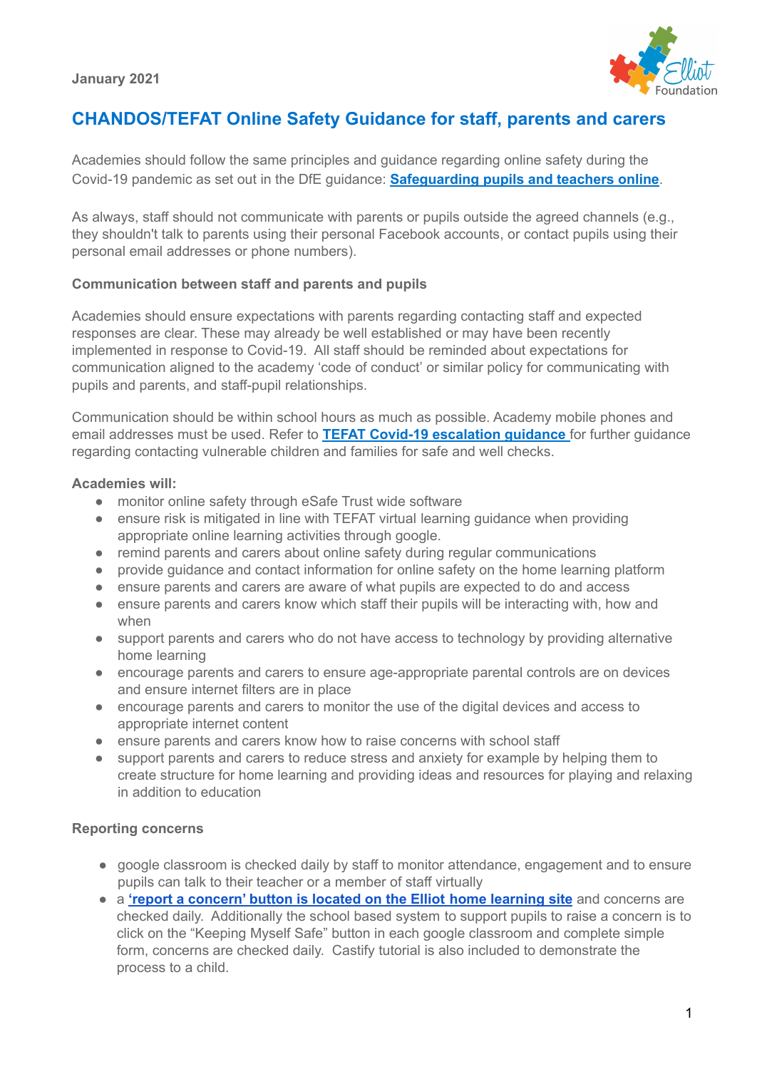January 2021

# CHANDOS/TEFAT Online Safety Guidance for staff, parents and carers

Academies should follow the same principles and guidance regarding online safety during the Covid-19 pandemic as set out in the DfE guidance: **Safeguarding pupils and teachers online**.

As always, staff should not communicate with parents or pupils outside the agreed channels (e.g., they shouldn't talk to parents using their personal Facebook accounts, or contact pupils using their personal email addresses or phone numbers).

**Communication between staff and parents and pupils**

Academies should ensure expectations with parents regarding contacting staff and expected responses are clear. These may already be well established or may have been recently implemented in response to Covid-19. All staff should be reminded about expectations for communication aligned to the academy 'code of conduct' or similar policy for communicating with pupils and parents, and staff-pupil relationships.

Communication should be within school hours as much as possible. Academy mobile phones and email addresses must be used. Refer to **TEFAT Covid-19 escalation guidance** for further guidance regarding contacting vulnerable children and families for safe and well checks.

**Academies will:**

- monitor online safety through eSafe Trust wide software
- ensure risk is mitigated in line with TEFAT virtual learning guidance when providing appropriate online learning activities through google.
- remind parents and carers about online safety during regular communications
- provide guidance and contact information for online safety on the home learning platform
- ensure parents and carers are aware of what pupils are expected to do and access
- ensure parents and carers know which staff their pupils will be interacting with, how and when
- support parents and carers who do not have access to technology by providing alternative home learning
- encourage parents and carers to ensure age-appropriate parental controls are on devices and ensure internet filters are in place
- encourage parents and carers to monitor the use of the digital devices and access to appropriate internet content
- ensure parents and carers know how to raise concerns with school staff
- support parents and carers to reduce stress and anxiety for example by helping them to create structure for home learning and providing ideas and resources for playing and relaxing in addition to education

**Reporting concerns**

- google classroom is checked daily by staff to monitor attendance, engagement and to ensure pupils can talk to their teacher or a member of staff virtually
- a **'report a concern' button is located on the Elliot home learning site** and concerns are checked daily. Additionally the school based system to support pupils to raise a concern is to click on the "Keeping Myself Safe" button in each google classroom and complete simple form, concerns are checked daily. Castify tutorial is also included to demonstrate the process to a child.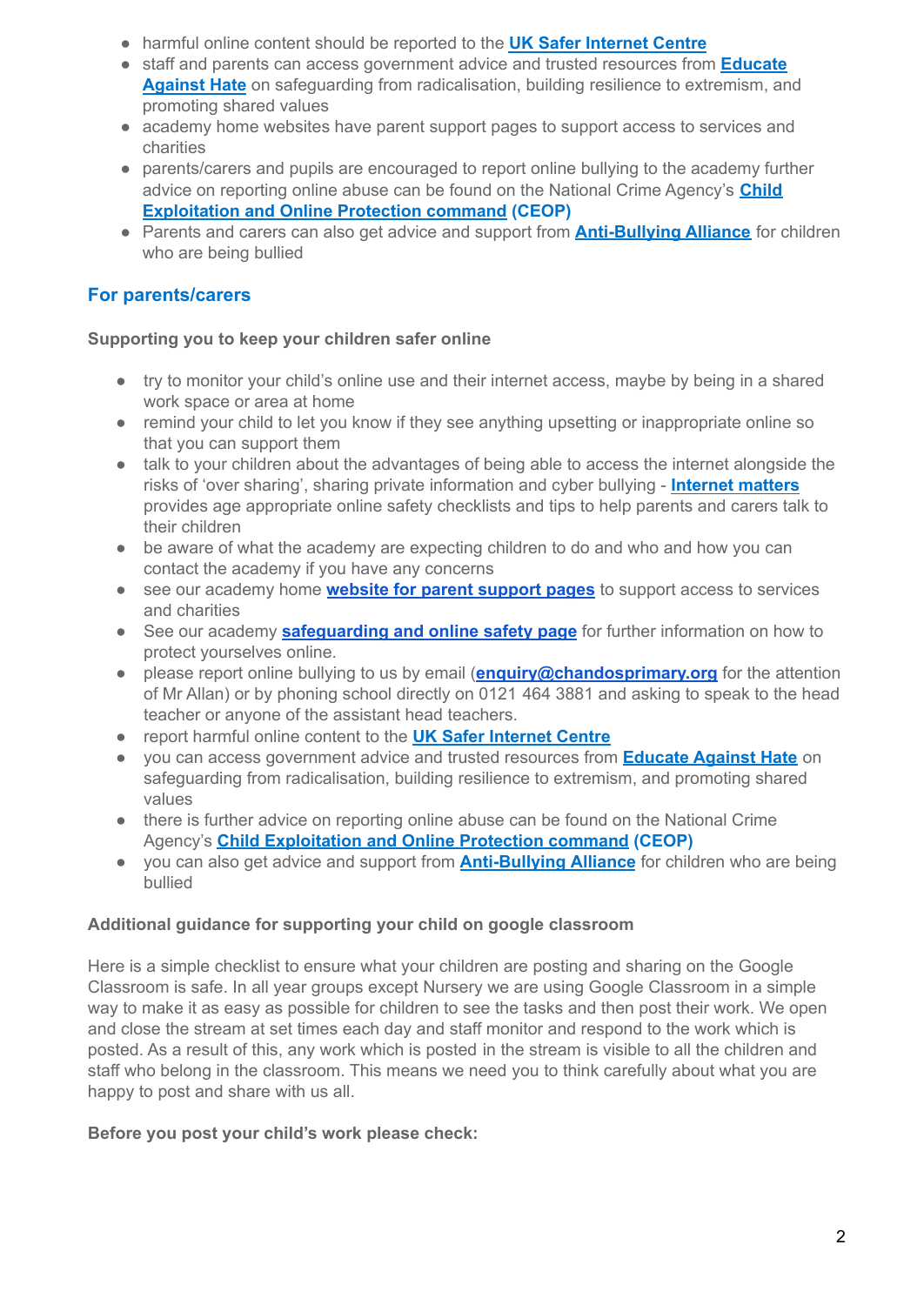- harmful online content should be reported to the **UK Safer Internet Centre**
- staff and parents can access government advice and trusted resources from **Educate Against Hate** on safeguarding from radicalisation, building resilience to extremism, and promoting shared values
- academy home websites have parent support pages to support access to services and charities
- parents/carers and pupils are encouraged to report online bullying to the academy further advice on reporting online abuse can be found on the National Crime Agency's **Child Exploitation and Online Protection command (CEOP)**
- Parents and carers can also get advice and support from **Anti-Bullying Alliance** for children who are being bullied

## For parents/carers

**Supporting you to keep your children safer online**

- try to monitor your child's online use and their internet access, maybe by being in a shared work space or area at home
- remind your child to let you know if they see anything upsetting or inappropriate online so that you can support them
- talk to your children about the advantages of being able to access the internet alongside the risks of 'over sharing', sharing private information and cyber bullying - **Internet matters** provides age appropriate online safety checklists and tips to help parents and carers talk to their children
- be aware of what the academy are expecting children to do and who and how you can contact the academy if you have any concerns
- see our academy home **website for parent support pages** to support access to services and charities
- See our academy **safeguarding and online safety page** for further information on how to protect yourselves online.
- please report online bullying to us by email (**enquiry@chandosprimary.org** for the attention of Mr Allan) or by phoning school directly on 0121 464 3881 and asking to speak to the head teacher or anyone of the assistant head teachers.
- report harmful online content to the **UK Safer Internet Centre**
- you can access government advice and trusted resources from **Educate Against Hate** on safeguarding from radicalisation, building resilience to extremism, and promoting shared values
- there is further advice on reporting online abuse can be found on the National Crime Agency's **Child Exploitation and Online Protection command (CEOP)**
- you can also get advice and support from **Anti-Bullying Alliance** for children who are being bullied

**Additional guidance for supporting your child on google classroom**

Here is a simple checklist to ensure what your children are posting and sharing on the Google Classroom is safe. In all year groups except Nursery we are using Google Classroom in a simple way to make it as easy as possible for children to see the tasks and then post their work. We open and close the stream at set times each day and staff monitor and respond to the work which is posted. As a result of this, any work which is posted in the stream is visible to all the children and staff who belong in the classroom. This means we need you to think carefully about what you are happy to post and share with us all.

**Before you post your child's work please check:**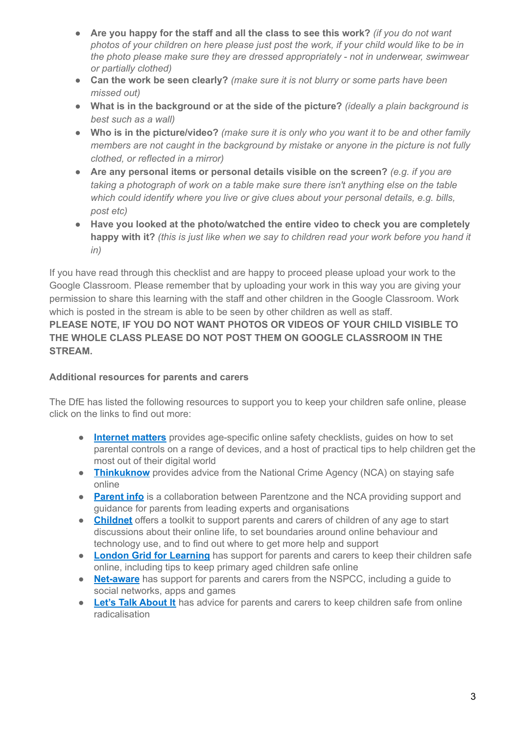- **Are you happy for the staff and all the class to see this work?** *(if you do not want photos of your children on here please just post the work, if your child would like to be in the photo please make sure they are dressed appropriately - not in underwear, swimwear or partially clothed)*
- **Can the work be seen clearly?** *(make sure it is not blurry or some parts have been missed out)*
- **What is in the background or at the side of the picture?** *(ideally a plain background is best such as a wall)*
- **Who is in the picture/video?** *(make sure it is only who you want it to be and other family members are not caught in the background by mistake or anyone in the picture is not fully clothed, or reflected in a mirror)*
- **Are any personal items or personal details visible on the screen?** *(e.g. if you are taking a photograph of work on a table make sure there isn't anything else on the table which could identify where you live or give clues about your personal details, e.g. bills, post etc)*
- **Have you looked at the photo/watched the entire video to check you are completely happy with it?** *(this is just like when we say to children read your work before you hand it in)*

If you have read through this checklist and are happy to proceed please upload your work to the Google Classroom. Please remember that by uploading your work in this way you are giving your permission to share this learning with the staff and other children in the Google Classroom. Work which is posted in the stream is able to be seen by other children as well as staff.
**PLEASE NOTE, IF YOU DO NOT WANT PHOTOS OR VIDEOS OF YOUR CHILD VISIBLE TO THE WHOLE CLASS PLEASE DO NOT POST THEM ON GOOGLE CLASSROOM IN THE STREAM.**

**Additional resources for parents and carers**

The DfE has listed the following resources to support you to keep your children safe online, please click on the links to find out more:

- **Internet matters** provides age-specific online safety checklists, guides on how to set parental controls on a range of devices, and a host of practical tips to help children get the most out of their digital world
- **Thinkuknow** provides advice from the National Crime Agency (NCA) on staying safe online
- **Parent info** is a collaboration between Parentzone and the NCA providing support and guidance for parents from leading experts and organisations
- **Childnet** offers a toolkit to support parents and carers of children of any age to start discussions about their online life, to set boundaries around online behaviour and technology use, and to find out where to get more help and support
- **London Grid for Learning** has support for parents and carers to keep their children safe online, including tips to keep primary aged children safe online
- **Net-aware** has support for parents and carers from the NSPCC, including a guide to social networks, apps and games
- **Let's Talk About It** has advice for parents and carers to keep children safe from online radicalisation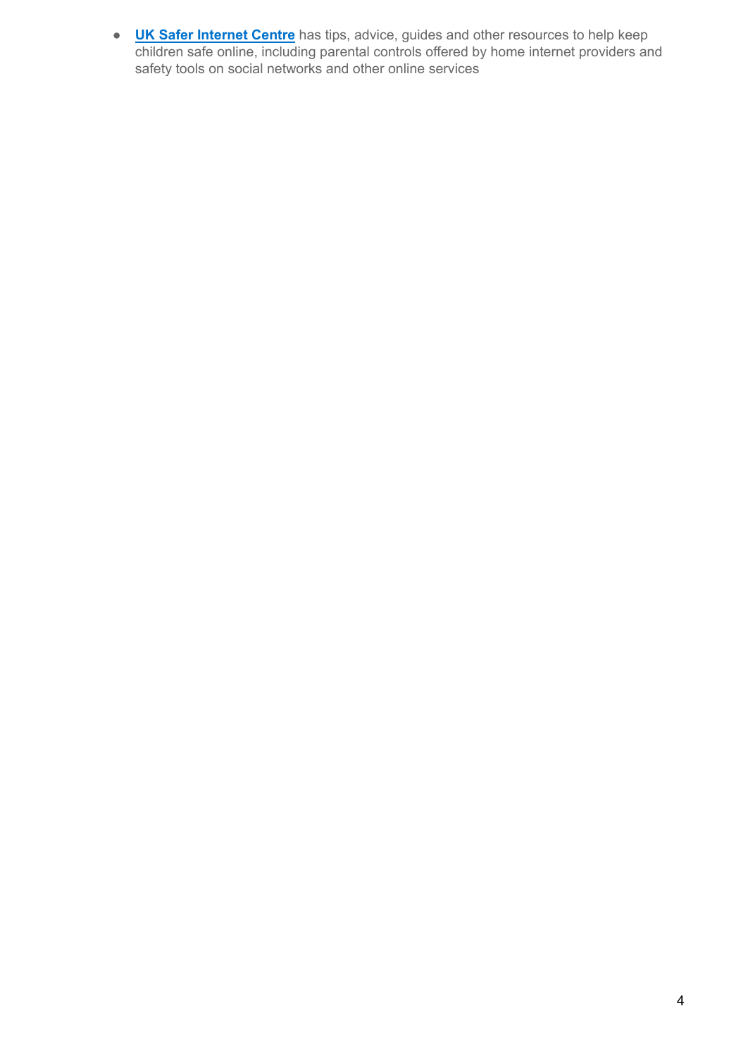- **UK Safer Internet Centre** has tips, advice, guides and other resources to help keep children safe online, including parental controls offered by home internet providers and safety tools on social networks and other online services